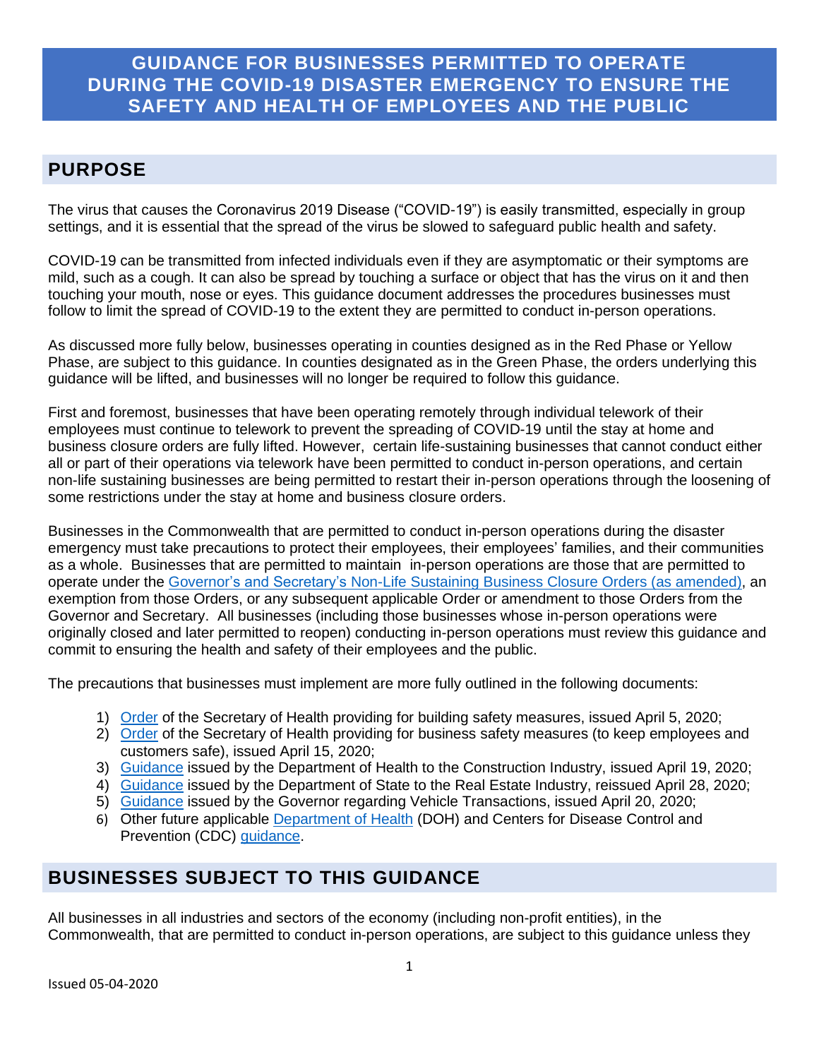# GUIDANCE FOR BUSINESSES PERMITTED TO OPERATE DURING THE COVID-19 DISASTER EMERGENCY TO ENSURE THE SAFETY AND HEALTH OF EMPLOYEES AND THE PUBLIC

## PURPOSE

The virus that causes the Coronavirus 2019 Disease ("COVID-19") is easily transmitted, especially in group settings, and it is essential that the spread of the virus be slowed to safeguard public health and safety.

COVID-19 can be transmitted from infected individuals even if they are asymptomatic or their symptoms are mild, such as a cough. It can also be spread by touching a surface or object that has the virus on it and then touching your mouth, nose or eyes. This guidance document addresses the procedures businesses must follow to limit the spread of COVID-19 to the extent they are permitted to conduct in-person operations.

As discussed more fully below, businesses operating in counties designed as in the Red Phase or Yellow Phase, are subject to this guidance. In counties designated as in the Green Phase, the orders underlying this guidance will be lifted, and businesses will no longer be required to follow this guidance.

First and foremost, businesses that have been operating remotely through individual telework of their employees must continue to telework to prevent the spreading of COVID-19 until the stay at home and business closure orders are fully lifted. However, certain life-sustaining businesses that cannot conduct either all or part of their operations via telework have been permitted to conduct in-person operations, and certain non-life sustaining businesses are being permitted to restart their in-person operations through the loosening of some restrictions under the stay at home and business closure orders.

Businesses in the Commonwealth that are permitted to conduct in-person operations during the disaster emergency must take precautions to protect their employees, their employees' families, and their communities as a whole. Businesses that are permitted to maintain in-person operations are those that are permitted to operate under the Governor's and Secretary's Non-Life Sustaining Business Closure Orders (as amended), an exemption from those Orders, or any subsequent applicable Order or amendment to those Orders from the Governor and Secretary. All businesses (including those businesses whose in-person operations were originally closed and later permitted to reopen) conducting in-person operations must review this guidance and commit to ensuring the health and safety of their employees and the public.

The precautions that businesses must implement are more fully outlined in the following documents:

1) Order of the Secretary of Health providing for building safety measures, issued April 5, 2020;
2) Order of the Secretary of Health providing for business safety measures (to keep employees and customers safe), issued April 15, 2020;
3) Guidance issued by the Department of Health to the Construction Industry, issued April 19, 2020;
4) Guidance issued by the Department of State to the Real Estate Industry, reissued April 28, 2020;
5) Guidance issued by the Governor regarding Vehicle Transactions, issued April 20, 2020;
6) Other future applicable Department of Health (DOH) and Centers for Disease Control and Prevention (CDC) guidance.

## BUSINESSES SUBJECT TO THIS GUIDANCE

All businesses in all industries and sectors of the economy (including non-profit entities), in the Commonwealth, that are permitted to conduct in-person operations, are subject to this guidance unless they

Issued 05-04-2020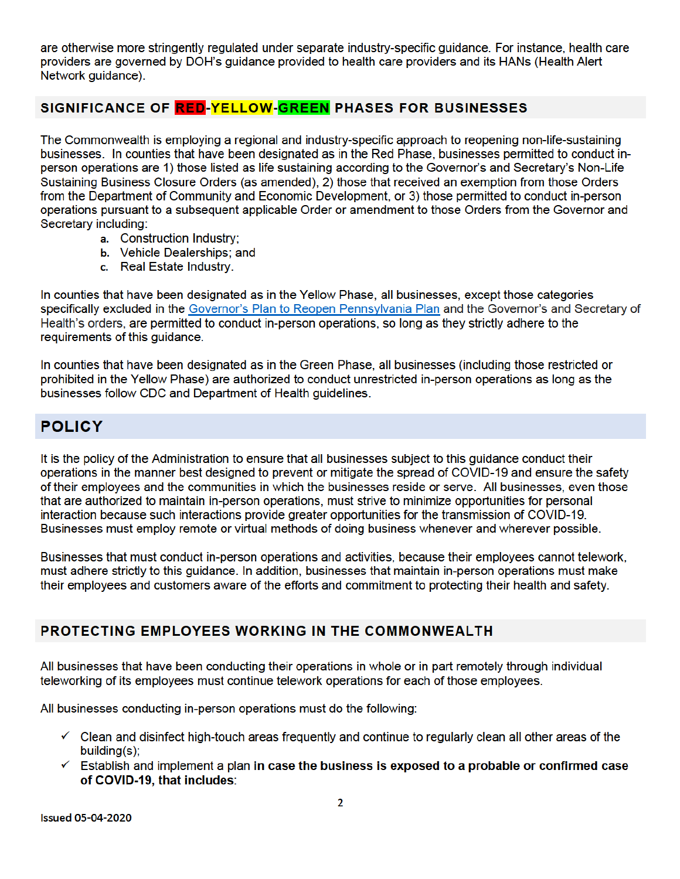are otherwise more stringently regulated under separate industry-specific guidance. For instance, health care providers are governed by DOH's guidance provided to health care providers and its HANs (Health Alert Network guidance).

## SIGNIFICANCE OF RED-YELLOW-GREEN PHASES FOR BUSINESSES

The Commonwealth is employing a regional and industry-specific approach to reopening non-life-sustaining businesses. In counties that have been designated as in the Red Phase, businesses permitted to conduct in-person operations are 1) those listed as life sustaining according to the Governor's and Secretary's Non-Life Sustaining Business Closure Orders (as amended), 2) those that received an exemption from those Orders from the Department of Community and Economic Development, or 3) those permitted to conduct in-person operations pursuant to a subsequent applicable Order or amendment to those Orders from the Governor and Secretary including:

a. Construction Industry;
b. Vehicle Dealerships; and
c. Real Estate Industry.

In counties that have been designated as in the Yellow Phase, all businesses, except those categories specifically excluded in the Governor's Plan to Reopen Pennsylvania Plan and the Governor's and Secretary of Health's orders, are permitted to conduct in-person operations, so long as they strictly adhere to the requirements of this guidance.

In counties that have been designated as in the Green Phase, all businesses (including those restricted or prohibited in the Yellow Phase) are authorized to conduct unrestricted in-person operations as long as the businesses follow CDC and Department of Health guidelines.

## POLICY

It is the policy of the Administration to ensure that all businesses subject to this guidance conduct their operations in the manner best designed to prevent or mitigate the spread of COVID-19 and ensure the safety of their employees and the communities in which the businesses reside or serve. All businesses, even those that are authorized to maintain in-person operations, must strive to minimize opportunities for personal interaction because such interactions provide greater opportunities for the transmission of COVID-19. Businesses must employ remote or virtual methods of doing business whenever and wherever possible.

Businesses that must conduct in-person operations and activities, because their employees cannot telework, must adhere strictly to this guidance. In addition, businesses that maintain in-person operations must make their employees and customers aware of the efforts and commitment to protecting their health and safety.

## PROTECTING EMPLOYEES WORKING IN THE COMMONWEALTH

All businesses that have been conducting their operations in whole or in part remotely through individual teleworking of its employees must continue telework operations for each of those employees.

All businesses conducting in-person operations must do the following:

- ✓ Clean and disinfect high-touch areas frequently and continue to regularly clean all other areas of the building(s);
- ✓ Establish and implement a plan **in case the business is exposed to a probable or confirmed case of COVID-19, that includes**:

Issued 05-04-2020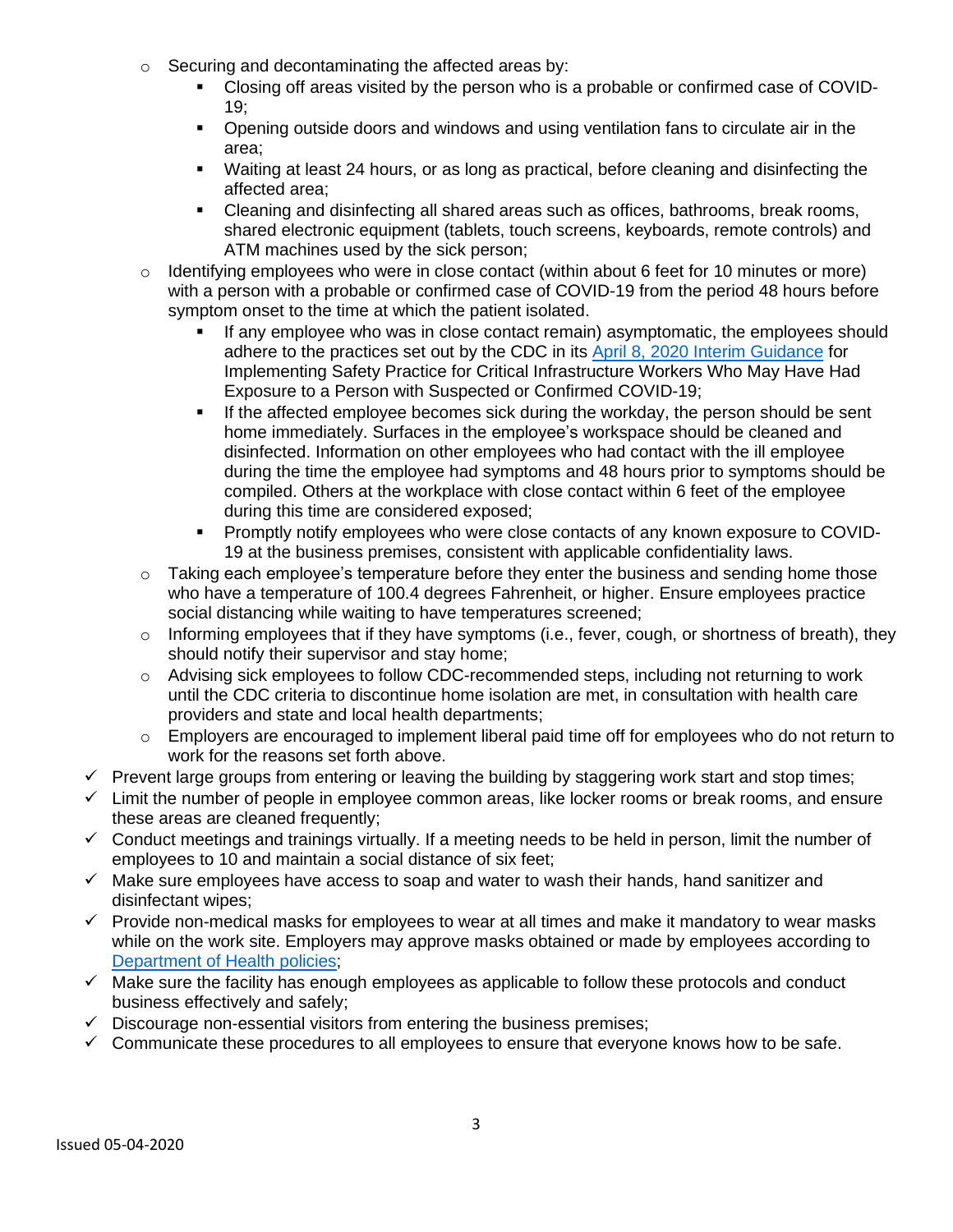- Securing and decontaminating the affected areas by:
    - Closing off areas visited by the person who is a probable or confirmed case of COVID-19;
    - Opening outside doors and windows and using ventilation fans to circulate air in the area;
    - Waiting at least 24 hours, or as long as practical, before cleaning and disinfecting the affected area;
    - Cleaning and disinfecting all shared areas such as offices, bathrooms, break rooms, shared electronic equipment (tablets, touch screens, keyboards, remote controls) and ATM machines used by the sick person;
  - Identifying employees who were in close contact (within about 6 feet for 10 minutes or more) with a person with a probable or confirmed case of COVID-19 from the period 48 hours before symptom onset to the time at which the patient isolated.
    - If any employee who was in close contact remain) asymptomatic, the employees should adhere to the practices set out by the CDC in its [April 8, 2020 Interim Guidance] for Implementing Safety Practice for Critical Infrastructure Workers Who May Have Had Exposure to a Person with Suspected or Confirmed COVID-19;
    - If the affected employee becomes sick during the workday, the person should be sent home immediately. Surfaces in the employee's workspace should be cleaned and disinfected. Information on other employees who had contact with the ill employee during the time the employee had symptoms and 48 hours prior to symptoms should be compiled. Others at the workplace with close contact within 6 feet of the employee during this time are considered exposed;
    - Promptly notify employees who were close contacts of any known exposure to COVID-19 at the business premises, consistent with applicable confidentiality laws.
  - Taking each employee's temperature before they enter the business and sending home those who have a temperature of 100.4 degrees Fahrenheit, or higher. Ensure employees practice social distancing while waiting to have temperatures screened;
  - Informing employees that if they have symptoms (i.e., fever, cough, or shortness of breath), they should notify their supervisor and stay home;
  - Advising sick employees to follow CDC-recommended steps, including not returning to work until the CDC criteria to discontinue home isolation are met, in consultation with health care providers and state and local health departments;
  - Employers are encouraged to implement liberal paid time off for employees who do not return to work for the reasons set forth above.

- ✓ Prevent large groups from entering or leaving the building by staggering work start and stop times;
- ✓ Limit the number of people in employee common areas, like locker rooms or break rooms, and ensure these areas are cleaned frequently;
- ✓ Conduct meetings and trainings virtually. If a meeting needs to be held in person, limit the number of employees to 10 and maintain a social distance of six feet;
- ✓ Make sure employees have access to soap and water to wash their hands, hand sanitizer and disinfectant wipes;
- ✓ Provide non-medical masks for employees to wear at all times and make it mandatory to wear masks while on the work site. Employers may approve masks obtained or made by employees according to [Department of Health policies];
- ✓ Make sure the facility has enough employees as applicable to follow these protocols and conduct business effectively and safely;
- ✓ Discourage non-essential visitors from entering the business premises;
- ✓ Communicate these procedures to all employees to ensure that everyone knows how to be safe.

Issued 05-04-2020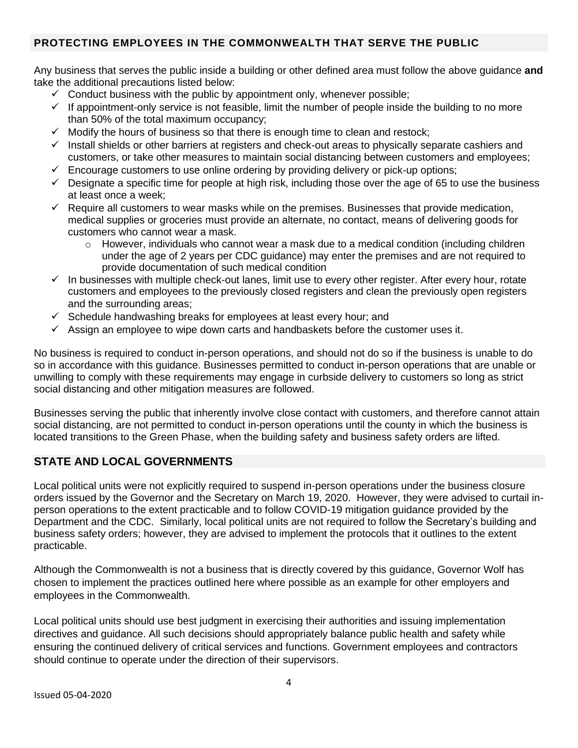## PROTECTING EMPLOYEES IN THE COMMONWEALTH THAT SERVE THE PUBLIC

Any business that serves the public inside a building or other defined area must follow the above guidance **and** take the additional precautions listed below:

- ✓ Conduct business with the public by appointment only, whenever possible;
- ✓ If appointment-only service is not feasible, limit the number of people inside the building to no more than 50% of the total maximum occupancy;
- ✓ Modify the hours of business so that there is enough time to clean and restock;
- ✓ Install shields or other barriers at registers and check-out areas to physically separate cashiers and customers, or take other measures to maintain social distancing between customers and employees;
- ✓ Encourage customers to use online ordering by providing delivery or pick-up options;
- ✓ Designate a specific time for people at high risk, including those over the age of 65 to use the business at least once a week;
- ✓ Require all customers to wear masks while on the premises. Businesses that provide medication, medical supplies or groceries must provide an alternate, no contact, means of delivering goods for customers who cannot wear a mask.
  - However, individuals who cannot wear a mask due to a medical condition (including children under the age of 2 years per CDC guidance) may enter the premises and are not required to provide documentation of such medical condition
- ✓ In businesses with multiple check-out lanes, limit use to every other register. After every hour, rotate customers and employees to the previously closed registers and clean the previously open registers and the surrounding areas;
- ✓ Schedule handwashing breaks for employees at least every hour; and
- ✓ Assign an employee to wipe down carts and handbaskets before the customer uses it.

No business is required to conduct in-person operations, and should not do so if the business is unable to do so in accordance with this guidance. Businesses permitted to conduct in-person operations that are unable or unwilling to comply with these requirements may engage in curbside delivery to customers so long as strict social distancing and other mitigation measures are followed.

Businesses serving the public that inherently involve close contact with customers, and therefore cannot attain social distancing, are not permitted to conduct in-person operations until the county in which the business is located transitions to the Green Phase, when the building safety and business safety orders are lifted.

## STATE AND LOCAL GOVERNMENTS

Local political units were not explicitly required to suspend in-person operations under the business closure orders issued by the Governor and the Secretary on March 19, 2020. However, they were advised to curtail in-person operations to the extent practicable and to follow COVID-19 mitigation guidance provided by the Department and the CDC. Similarly, local political units are not required to follow the Secretary's building and business safety orders; however, they are advised to implement the protocols that it outlines to the extent practicable.

Although the Commonwealth is not a business that is directly covered by this guidance, Governor Wolf has chosen to implement the practices outlined here where possible as an example for other employers and employees in the Commonwealth.

Local political units should use best judgment in exercising their authorities and issuing implementation directives and guidance. All such decisions should appropriately balance public health and safety while ensuring the continued delivery of critical services and functions. Government employees and contractors should continue to operate under the direction of their supervisors.

Issued 05-04-2020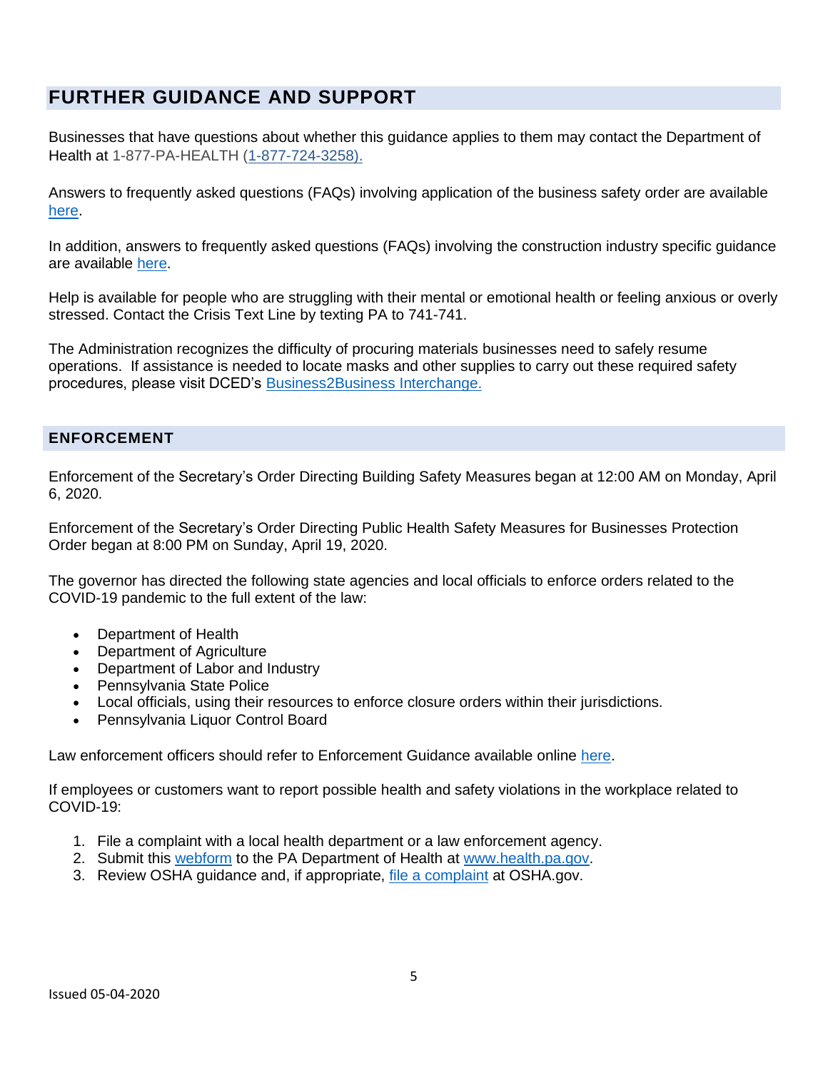## FURTHER GUIDANCE AND SUPPORT

Businesses that have questions about whether this guidance applies to them may contact the Department of Health at 1-877-PA-HEALTH (1-877-724-3258).

Answers to frequently asked questions (FAQs) involving application of the business safety order are available here.

In addition, answers to frequently asked questions (FAQs) involving the construction industry specific guidance are available here.

Help is available for people who are struggling with their mental or emotional health or feeling anxious or overly stressed. Contact the Crisis Text Line by texting PA to 741-741.

The Administration recognizes the difficulty of procuring materials businesses need to safely resume operations. If assistance is needed to locate masks and other supplies to carry out these required safety procedures, please visit DCED's Business2Business Interchange.

### ENFORCEMENT

Enforcement of the Secretary's Order Directing Building Safety Measures began at 12:00 AM on Monday, April 6, 2020.

Enforcement of the Secretary's Order Directing Public Health Safety Measures for Businesses Protection Order began at 8:00 PM on Sunday, April 19, 2020.

The governor has directed the following state agencies and local officials to enforce orders related to the COVID-19 pandemic to the full extent of the law:

- Department of Health
- Department of Agriculture
- Department of Labor and Industry
- Pennsylvania State Police
- Local officials, using their resources to enforce closure orders within their jurisdictions.
- Pennsylvania Liquor Control Board

Law enforcement officers should refer to Enforcement Guidance available online here.

If employees or customers want to report possible health and safety violations in the workplace related to COVID-19:

1. File a complaint with a local health department or a law enforcement agency.
2. Submit this webform to the PA Department of Health at www.health.pa.gov.
3. Review OSHA guidance and, if appropriate, file a complaint at OSHA.gov.

Issued 05-04-2020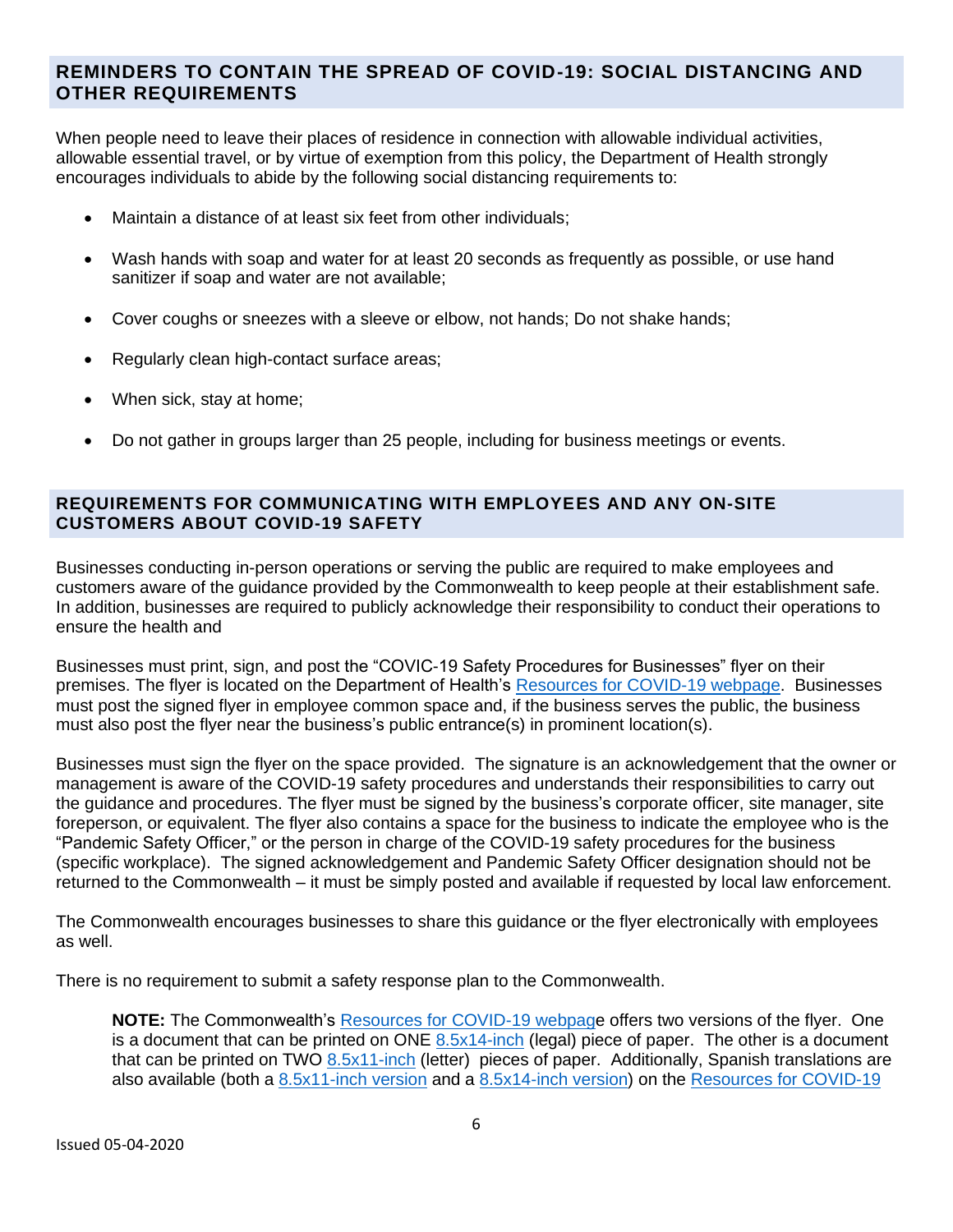## REMINDERS TO CONTAIN THE SPREAD OF COVID-19: SOCIAL DISTANCING AND OTHER REQUIREMENTS

When people need to leave their places of residence in connection with allowable individual activities, allowable essential travel, or by virtue of exemption from this policy, the Department of Health strongly encourages individuals to abide by the following social distancing requirements to:

- Maintain a distance of at least six feet from other individuals;
- Wash hands with soap and water for at least 20 seconds as frequently as possible, or use hand sanitizer if soap and water are not available;
- Cover coughs or sneezes with a sleeve or elbow, not hands; Do not shake hands;
- Regularly clean high-contact surface areas;
- When sick, stay at home;
- Do not gather in groups larger than 25 people, including for business meetings or events.

## REQUIREMENTS FOR COMMUNICATING WITH EMPLOYEES AND ANY ON-SITE CUSTOMERS ABOUT COVID-19 SAFETY

Businesses conducting in-person operations or serving the public are required to make employees and customers aware of the guidance provided by the Commonwealth to keep people at their establishment safe. In addition, businesses are required to publicly acknowledge their responsibility to conduct their operations to ensure the health and

Businesses must print, sign, and post the "COVIC-19 Safety Procedures for Businesses" flyer on their premises. The flyer is located on the Department of Health's Resources for COVID-19 webpage. Businesses must post the signed flyer in employee common space and, if the business serves the public, the business must also post the flyer near the business's public entrance(s) in prominent location(s).

Businesses must sign the flyer on the space provided. The signature is an acknowledgement that the owner or management is aware of the COVID-19 safety procedures and understands their responsibilities to carry out the guidance and procedures. The flyer must be signed by the business's corporate officer, site manager, site foreperson, or equivalent. The flyer also contains a space for the business to indicate the employee who is the "Pandemic Safety Officer," or the person in charge of the COVID-19 safety procedures for the business (specific workplace). The signed acknowledgement and Pandemic Safety Officer designation should not be returned to the Commonwealth – it must be simply posted and available if requested by local law enforcement.

The Commonwealth encourages businesses to share this guidance or the flyer electronically with employees as well.

There is no requirement to submit a safety response plan to the Commonwealth.

> **NOTE:** The Commonwealth's Resources for COVID-19 webpage offers two versions of the flyer. One is a document that can be printed on ONE 8.5x14-inch (legal) piece of paper. The other is a document that can be printed on TWO 8.5x11-inch (letter) pieces of paper. Additionally, Spanish translations are also available (both a 8.5x11-inch version and a 8.5x14-inch version) on the Resources for COVID-19

Issued 05-04-2020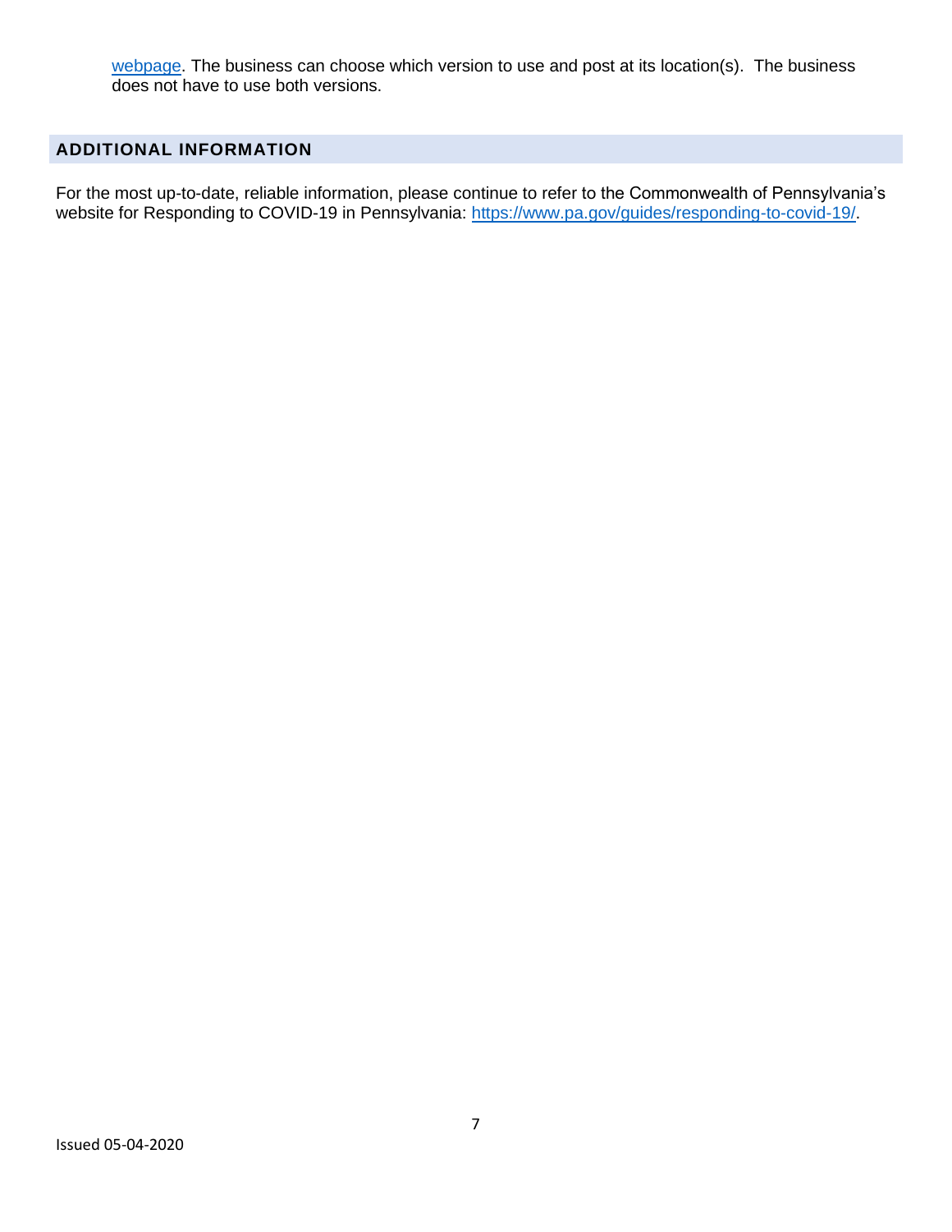webpage. The business can choose which version to use and post at its location(s). The business does not have to use both versions.

## ADDITIONAL INFORMATION

For the most up-to-date, reliable information, please continue to refer to the Commonwealth of Pennsylvania's website for Responding to COVID-19 in Pennsylvania: https://www.pa.gov/guides/responding-to-covid-19/.

Issued 05-04-2020